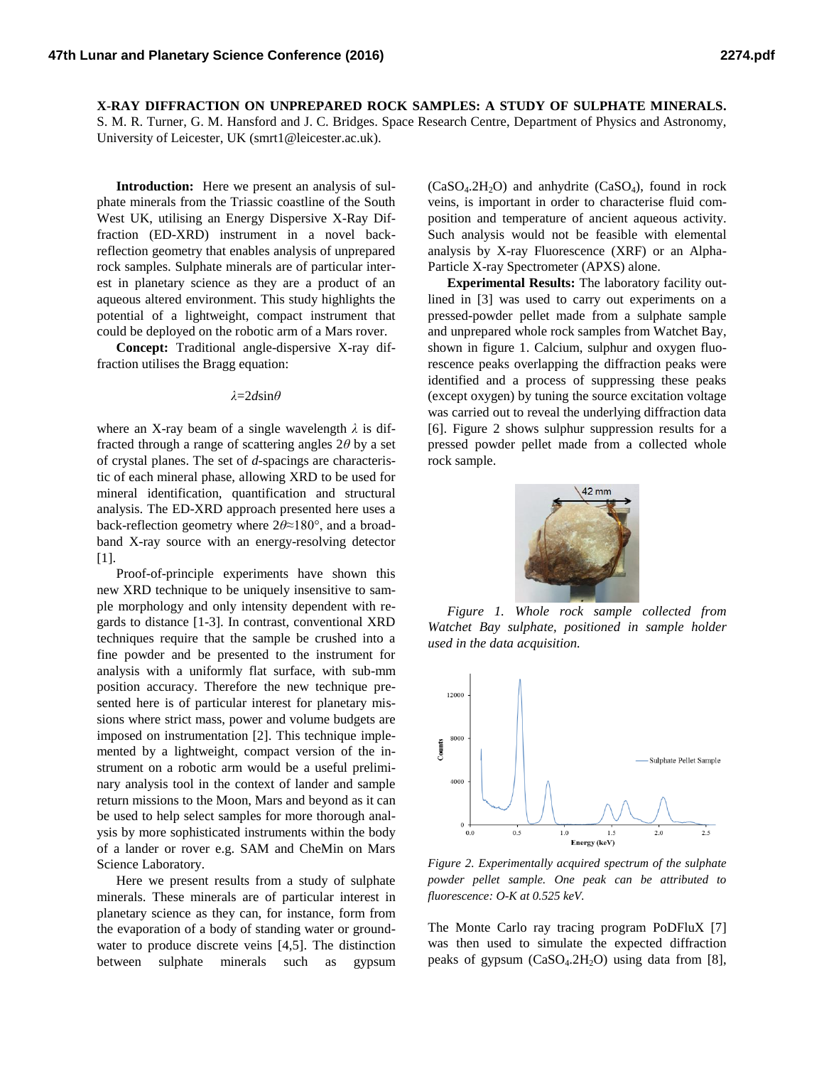**X-RAY DIFFRACTION ON UNPREPARED ROCK SAMPLES: A STUDY OF SULPHATE MINERALS.** S. M. R. Turner, G. M. Hansford and J. C. Bridges. Space Research Centre, Department of Physics and Astronomy, University of Leicester, UK (smrt1@leicester.ac.uk).

**Introduction:** Here we present an analysis of sulphate minerals from the Triassic coastline of the South West UK, utilising an Energy Dispersive X-Ray Diffraction (ED-XRD) instrument in a novel back-reflection geometry that enables analysis of unprepared rock samples. Sulphate minerals are of particular interest in planetary science as they are a product of an aqueous altered environment. This study highlights the potential of a lightweight, compact instrument that could be deployed on the robotic arm of a Mars rover.

**Concept:** Traditional angle-dispersive X-ray diffraction utilises the Bragg equation:

$$\lambda = 2d\sin\theta$$

where an X-ray beam of a single wavelength $\lambda$ is diffracted through a range of scattering angles $2\theta$ by a set of crystal planes. The set of *d*-spacings are characteristic of each mineral phase, allowing XRD to be used for mineral identification, quantification and structural analysis. The ED-XRD approach presented here uses a back-reflection geometry where $2\theta \approx 180°$, and a broadband X-ray source with an energy-resolving detector [1].

Proof-of-principle experiments have shown this new XRD technique to be uniquely insensitive to sample morphology and only intensity dependent with regards to distance [1-3]. In contrast, conventional XRD techniques require that the sample be crushed into a fine powder and be presented to the instrument for analysis with a uniformly flat surface, with sub-mm position accuracy. Therefore the new technique presented here is of particular interest for planetary missions where strict mass, power and volume budgets are imposed on instrumentation [2]. This technique implemented by a lightweight, compact version of the instrument on a robotic arm would be a useful preliminary analysis tool in the context of lander and sample return missions to the Moon, Mars and beyond as it can be used to help select samples for more thorough analysis by more sophisticated instruments within the body of a lander or rover e.g. SAM and CheMin on Mars Science Laboratory.

Here we present results from a study of sulphate minerals. These minerals are of particular interest in planetary science as they can, for instance, form from the evaporation of a body of standing water or groundwater to produce discrete veins [4,5]. The distinction between sulphate minerals such as gypsum ($CaSO_4.2H_2O$) and anhydrite ($CaSO_4$), found in rock veins, is important in order to characterise fluid composition and temperature of ancient aqueous activity. Such analysis would not be feasible with elemental analysis by X-ray Fluorescence (XRF) or an Alpha-Particle X-ray Spectrometer (APXS) alone.

**Experimental Results:** The laboratory facility outlined in [3] was used to carry out experiments on a pressed-powder pellet made from a sulphate sample and unprepared whole rock samples from Watchet Bay, shown in figure 1. Calcium, sulphur and oxygen fluorescence peaks overlapping the diffraction peaks were identified and a process of suppressing these peaks (except oxygen) by tuning the source excitation voltage was carried out to reveal the underlying diffraction data [6]. Figure 2 shows sulphur suppression results for a pressed powder pellet made from a collected whole rock sample.

*Figure 1. Whole rock sample collected from Watchet Bay sulphate, positioned in sample holder used in the data acquisition.*

*Figure 2. Experimentally acquired spectrum of the sulphate powder pellet sample. One peak can be attributed to fluorescence: O-K at 0.525 keV.*

The Monte Carlo ray tracing program PoDFluX [7] was then used to simulate the expected diffraction peaks of gypsum ($CaSO_4.2H_2O$) using data from [8],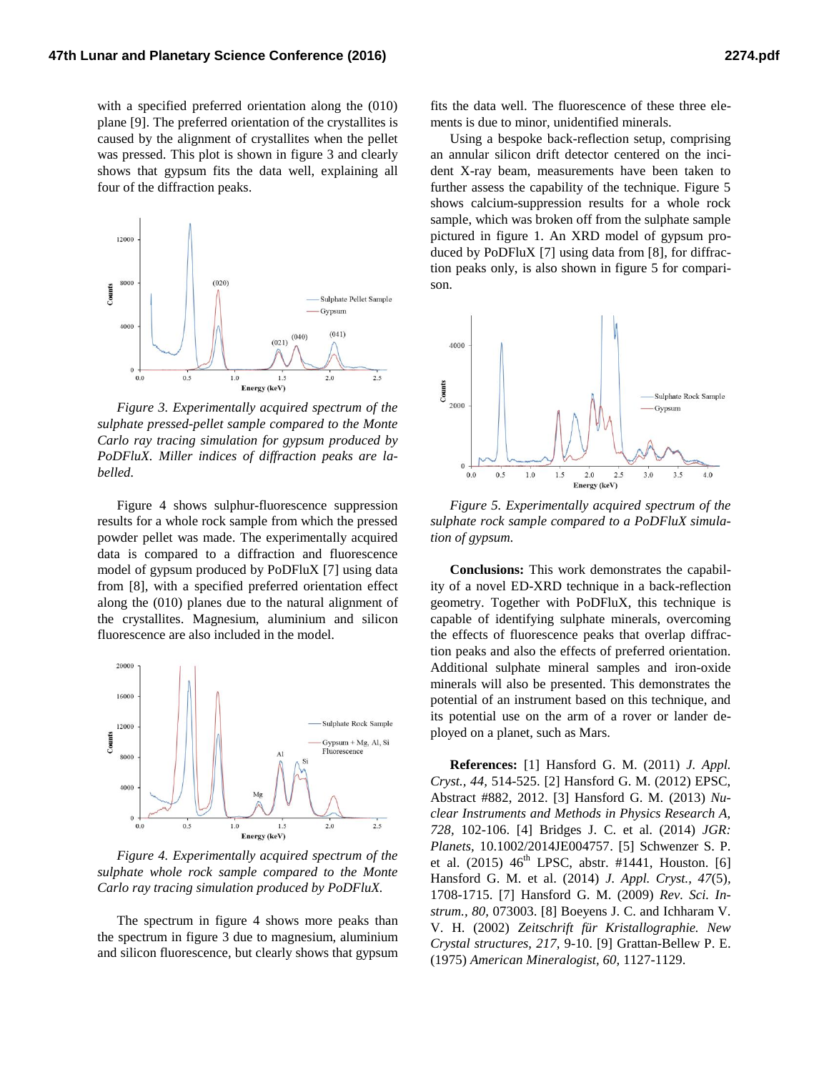with a specified preferred orientation along the (010) plane [9]. The preferred orientation of the crystallites is caused by the alignment of crystallites when the pellet was pressed. This plot is shown in figure 3 and clearly shows that gypsum fits the data well, explaining all four of the diffraction peaks.

12000
8000
4000
0
Counts
0.0 0.5 1.0 1.5 2.0 2.5
Energy (keV)
(020)
(021)
(040)
(041)
Sulphate Pellet Sample
Gypsum

*Figure 3. Experimentally acquired spectrum of the sulphate pressed-pellet sample compared to the Monte Carlo ray tracing simulation for gypsum produced by PoDFluX. Miller indices of diffraction peaks are labelled.*

Figure 4 shows sulphur-fluorescence suppression results for a whole rock sample from which the pressed powder pellet was made. The experimentally acquired data is compared to a diffraction and fluorescence model of gypsum produced by PoDFluX [7] using data from [8], with a specified preferred orientation effect along the (010) planes due to the natural alignment of the crystallites. Magnesium, aluminium and silicon fluorescence are also included in the model.

20000
16000
12000
8000
4000
0
Counts
0.0 0.5 1.0 1.5 2.0 2.5
Energy (keV)
Mg
Al
Si
Sulphate Rock Sample
Gypsum + Mg, Al, Si Fluorescence

*Figure 4. Experimentally acquired spectrum of the sulphate whole rock sample compared to the Monte Carlo ray tracing simulation produced by PoDFluX.*

The spectrum in figure 4 shows more peaks than the spectrum in figure 3 due to magnesium, aluminium and silicon fluorescence, but clearly shows that gypsum fits the data well. The fluorescence of these three elements is due to minor, unidentified minerals.

Using a bespoke back-reflection setup, comprising an annular silicon drift detector centered on the incident X-ray beam, measurements have been taken to further assess the capability of the technique. Figure 5 shows calcium-suppression results for a whole rock sample, which was broken off from the sulphate sample pictured in figure 1. An XRD model of gypsum produced by PoDFluX [7] using data from [8], for diffraction peaks only, is also shown in figure 5 for comparison.

4000
2000
0
Counts
0.0 0.5 1.0 1.5 2.0 2.5 3.0 3.5 4.0
Energy (keV)
Sulphate Rock Sample
Gypsum

*Figure 5. Experimentally acquired spectrum of the sulphate rock sample compared to a PoDFluX simulation of gypsum.*

**Conclusions:** This work demonstrates the capability of a novel ED-XRD technique in a back-reflection geometry. Together with PoDFluX, this technique is capable of identifying sulphate minerals, overcoming the effects of fluorescence peaks that overlap diffraction peaks and also the effects of preferred orientation. Additional sulphate mineral samples and iron-oxide minerals will also be presented. This demonstrates the potential of an instrument based on this technique, and its potential use on the arm of a rover or lander deployed on a planet, such as Mars.

**References:** [1] Hansford G. M. (2011) *J. Appl. Cryst., 44,* 514-525. [2] Hansford G. M. (2012) EPSC, Abstract #882, 2012. [3] Hansford G. M. (2013) *Nuclear Instruments and Methods in Physics Research A, 728*, 102-106. [4] Bridges J. C. et al. (2014) *JGR: Planets*, 10.1002/2014JE004757. [5] Schwenzer S. P. et al. (2015) 46th LPSC, abstr. #1441, Houston. [6] Hansford G. M. et al. (2014) *J. Appl. Cryst., 47*(5), 1708-1715. [7] Hansford G. M. (2009) *Rev. Sci. Instrum., 80,* 073003. [8] Boeyens J. C. and Ichharam V. V. H. (2002) *Zeitschrift für Kristallographie. New Crystal structures, 217,* 9-10. [9] Grattan-Bellew P. E. (1975) *American Mineralogist, 60,* 1127-1129.